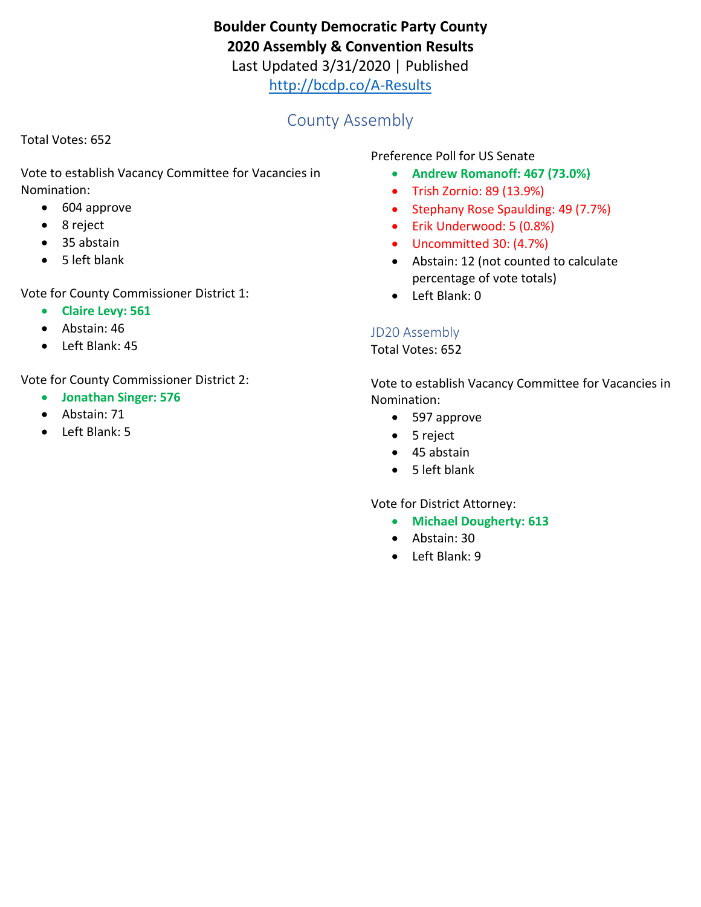**Boulder County Democratic Party County**
**2020 Assembly & Convention Results**

Last Updated 3/31/2020 | Published

http://bcdp.co/A-Results

## County Assembly

Total Votes: 652

Vote to establish Vacancy Committee for Vacancies in Nomination:

- 604 approve
- 8 reject
- 35 abstain
- 5 left blank

Vote for County Commissioner District 1:

- **Claire Levy: 561**
- Abstain: 46
- Left Blank: 45

Vote for County Commissioner District 2:

- **Jonathan Singer: 576**
- Abstain: 71
- Left Blank: 5

Preference Poll for US Senate

- **Andrew Romanoff: 467 (73.0%)**
- Trish Zornio: 89 (13.9%)
- Stephany Rose Spaulding: 49 (7.7%)
- Erik Underwood: 5 (0.8%)
- Uncommitted 30: (4.7%)
- Abstain: 12 (not counted to calculate percentage of vote totals)
- Left Blank: 0

### JD20 Assembly

Total Votes: 652

Vote to establish Vacancy Committee for Vacancies in Nomination:

- 597 approve
- 5 reject
- 45 abstain
- 5 left blank

Vote for District Attorney:

- **Michael Dougherty: 613**
- Abstain: 30
- Left Blank: 9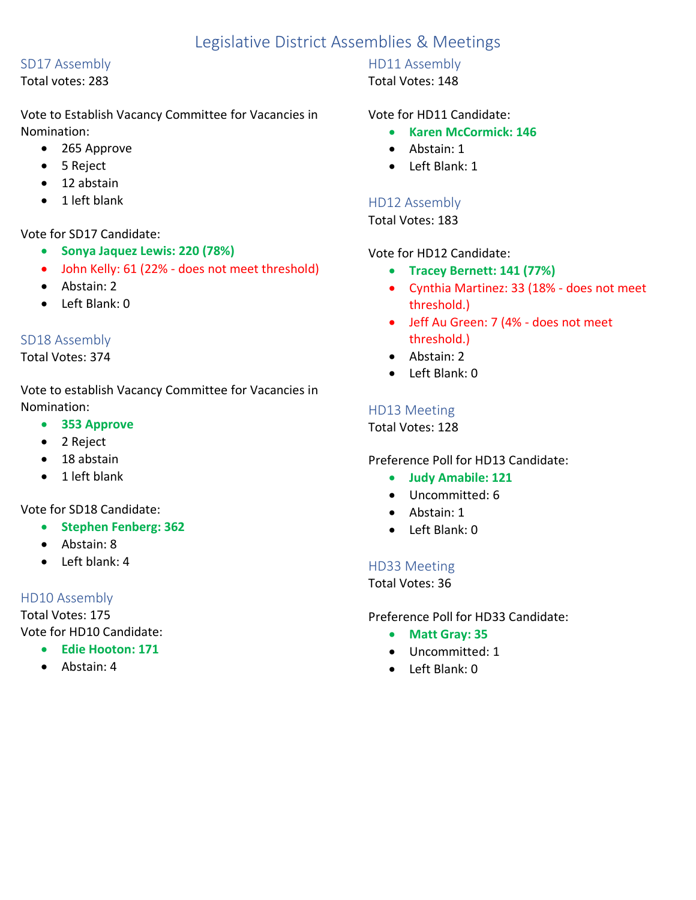# Legislative District Assemblies & Meetings

## SD17 Assembly

Total votes: 283

Vote to Establish Vacancy Committee for Vacancies in Nomination:

- 265 Approve
- 5 Reject
- 12 abstain
- 1 left blank

Vote for SD17 Candidate:

- **Sonya Jaquez Lewis: 220 (78%)**
- John Kelly: 61 (22% - does not meet threshold)
- Abstain: 2
- Left Blank: 0

## SD18 Assembly

Total Votes: 374

Vote to establish Vacancy Committee for Vacancies in Nomination:

- **353 Approve**
- 2 Reject
- 18 abstain
- 1 left blank

Vote for SD18 Candidate:

- **Stephen Fenberg: 362**
- Abstain: 8
- Left blank: 4

## HD10 Assembly

Total Votes: 175

Vote for HD10 Candidate:

- **Edie Hooton: 171**
- Abstain: 4

## HD11 Assembly

Total Votes: 148

Vote for HD11 Candidate:

- **Karen McCormick: 146**
- Abstain: 1
- Left Blank: 1

## HD12 Assembly

Total Votes: 183

Vote for HD12 Candidate:

- **Tracey Bernett: 141 (77%)**
- Cynthia Martinez: 33 (18% - does not meet threshold.)
- Jeff Au Green: 7 (4% - does not meet threshold.)
- Abstain: 2
- Left Blank: 0

## HD13 Meeting

Total Votes: 128

Preference Poll for HD13 Candidate:

- **Judy Amabile: 121**
- Uncommitted: 6
- Abstain: 1
- Left Blank: 0

## HD33 Meeting

Total Votes: 36

Preference Poll for HD33 Candidate:

- **Matt Gray: 35**
- Uncommitted: 1
- Left Blank: 0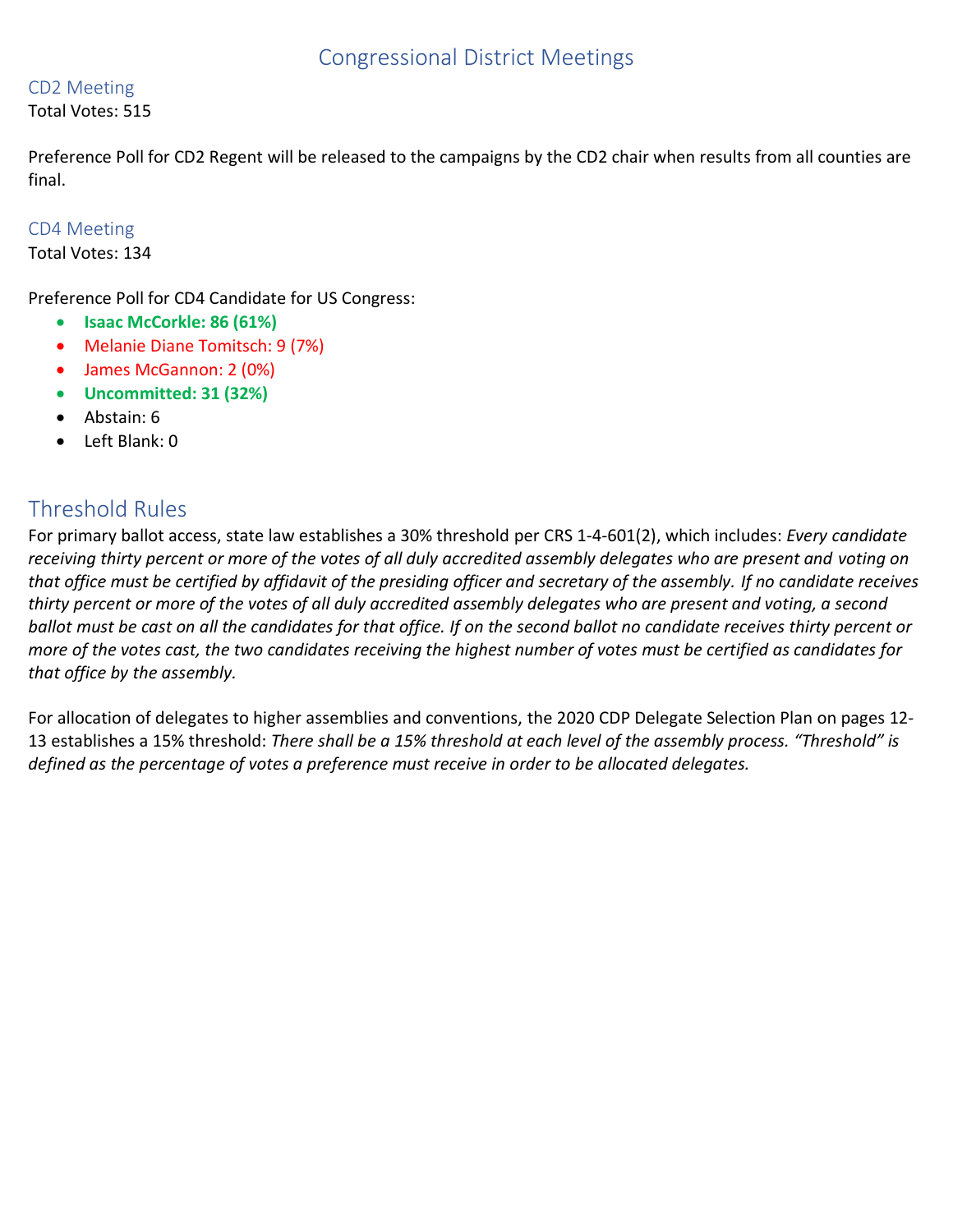# Congressional District Meetings

## CD2 Meeting

Total Votes: 515

Preference Poll for CD2 Regent will be released to the campaigns by the CD2 chair when results from all counties are final.

## CD4 Meeting

Total Votes: 134

Preference Poll for CD4 Candidate for US Congress:

- **Isaac McCorkle: 86 (61%)**
- Melanie Diane Tomitsch: 9 (7%)
- James McGannon: 2 (0%)
- **Uncommitted: 31 (32%)**
- Abstain: 6
- Left Blank: 0

# Threshold Rules

For primary ballot access, state law establishes a 30% threshold per CRS 1-4-601(2), which includes: *Every candidate receiving thirty percent or more of the votes of all duly accredited assembly delegates who are present and voting on that office must be certified by affidavit of the presiding officer and secretary of the assembly. If no candidate receives thirty percent or more of the votes of all duly accredited assembly delegates who are present and voting, a second ballot must be cast on all the candidates for that office. If on the second ballot no candidate receives thirty percent or more of the votes cast, the two candidates receiving the highest number of votes must be certified as candidates for that office by the assembly.*

For allocation of delegates to higher assemblies and conventions, the 2020 CDP Delegate Selection Plan on pages 12-13 establishes a 15% threshold: *There shall be a 15% threshold at each level of the assembly process. "Threshold" is defined as the percentage of votes a preference must receive in order to be allocated delegates.*